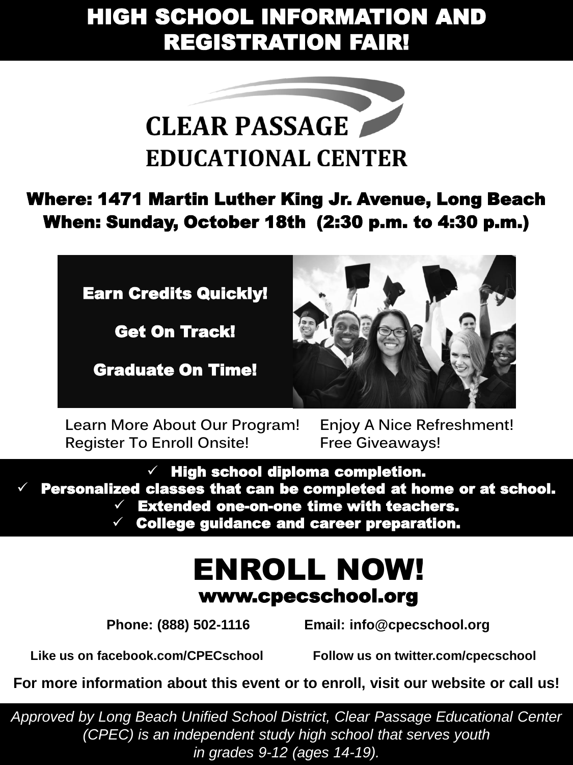# HIGH SCHOOL INFORMATION AND REGISTRATION FAIR!

## CLEAR PASSAGE EDUCATIONAL CENTER

**Where: 1471 Martin Luther King Jr. Avenue, Long Beach**
**When: Sunday, October 18th (2:30 p.m. to 4:30 p.m.)**

**Earn Credits Quickly!**

**Get On Track!**

**Graduate On Time!**

Learn More About Our Program!
Register To Enroll Onsite!
Enjoy A Nice Refreshment!
Free Giveaways!

- ✓ **High school diploma completion.**
- ✓ **Personalized classes that can be completed at home or at school.**
- ✓ **Extended one-on-one time with teachers.**
- ✓ **College guidance and career preparation.**

# ENROLL NOW!

**www.cpecschool.org**

**Phone: (888) 502-1116** **Email: info@cpecschool.org**

**Like us on facebook.com/CPECschool** **Follow us on twitter.com/cpecschool**

**For more information about this event or to enroll, visit our website or call us!**

*Approved by Long Beach Unified School District, Clear Passage Educational Center (CPEC) is an independent study high school that serves youth in grades 9-12 (ages 14-19).*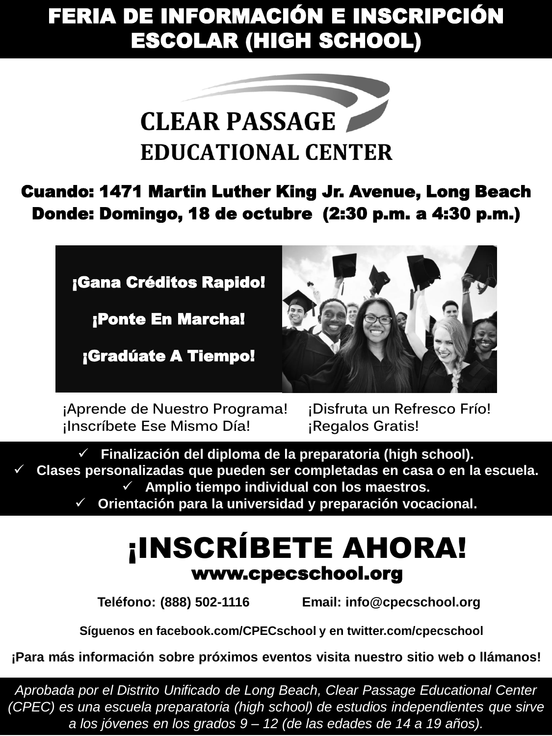# FERIA DE INFORMACIÓN E INSCRIPCIÓN ESCOLAR (HIGH SCHOOL)

CLEAR PASSAGE
EDUCATIONAL CENTER

**Cuando: 1471 Martin Luther King Jr. Avenue, Long Beach**
**Donde: Domingo, 18 de octubre (2:30 p.m. a 4:30 p.m.)**

**¡Gana Créditos Rapido!**

**¡Ponte En Marcha!**

**¡Gradúate A Tiempo!**

¡Aprende de Nuestro Programa!
¡Inscríbete Ese Mismo Día!
¡Disfruta un Refresco Frío!
¡Regalos Gratis!

- ✓ **Finalización del diploma de la preparatoria (high school).**
- ✓ **Clases personalizadas que pueden ser completadas en casa o en la escuela.**
- ✓ **Amplio tiempo individual con los maestros.**
- ✓ **Orientación para la universidad y preparación vocacional.**

# ¡INSCRÍBETE AHORA!

**www.cpecschool.org**

**Teléfono: (888) 502-1116** **Email: info@cpecschool.org**

**Síguenos en facebook.com/CPECschool y en twitter.com/cpecschool**

**¡Para más información sobre próximos eventos visita nuestro sitio web o llámanos!**

*Aprobada por el Distrito Unificado de Long Beach, Clear Passage Educational Center (CPEC) es una escuela preparatoria (high school) de estudios independientes que sirve a los jóvenes en los grados 9 – 12 (de las edades de 14 a 19 años).*